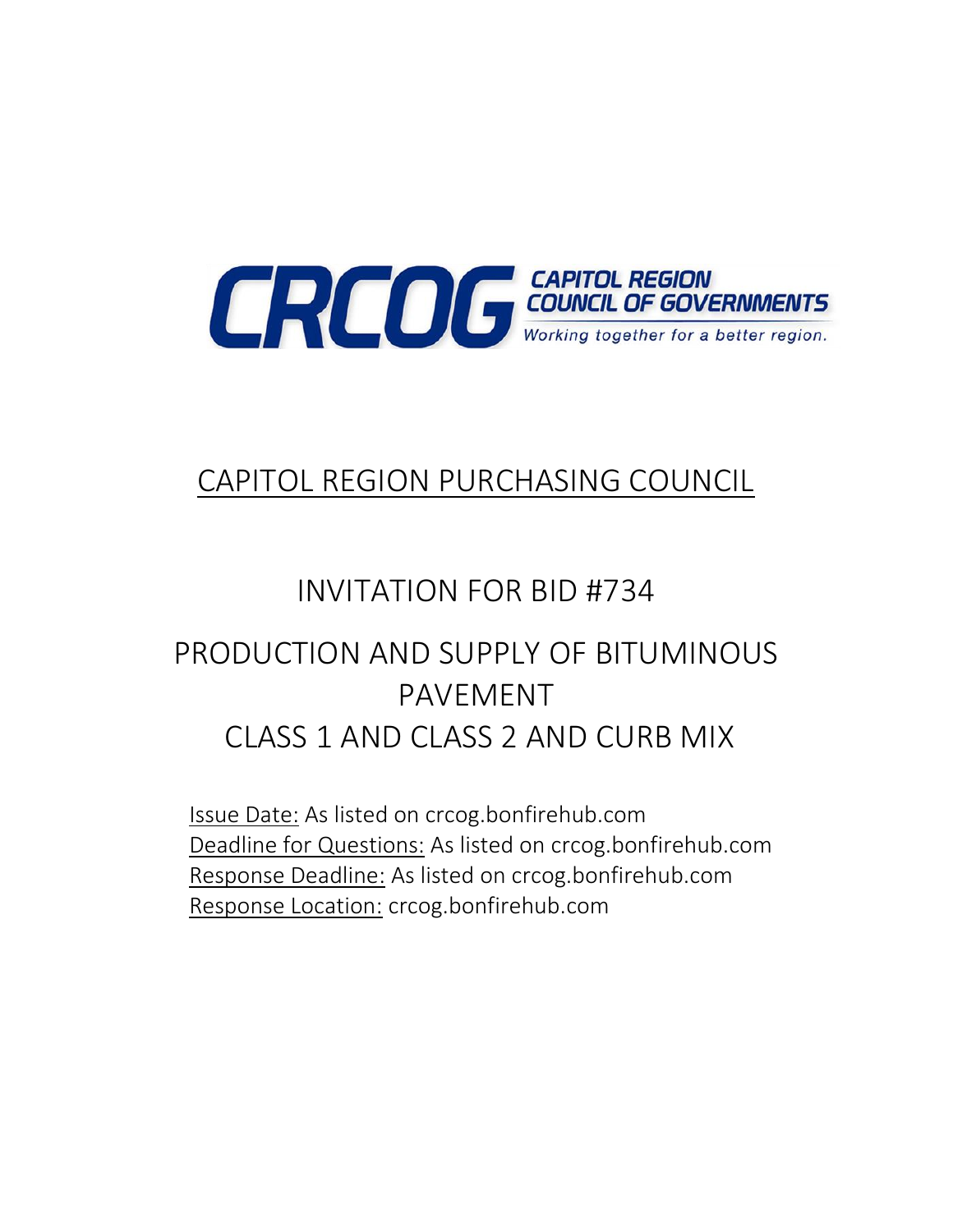CRCOG CAPITOL REGION COUNCIL OF GOVERNMENTS

Working together for a better region.

# CAPITOL REGION PURCHASING COUNCIL

## INVITATION FOR BID #734

## PRODUCTION AND SUPPLY OF BITUMINOUS PAVEMENT CLASS 1 AND CLASS 2 AND CURB MIX

Issue Date: As listed on crcog.bonfirehub.com
Deadline for Questions: As listed on crcog.bonfirehub.com
Response Deadline: As listed on crcog.bonfirehub.com
Response Location: crcog.bonfirehub.com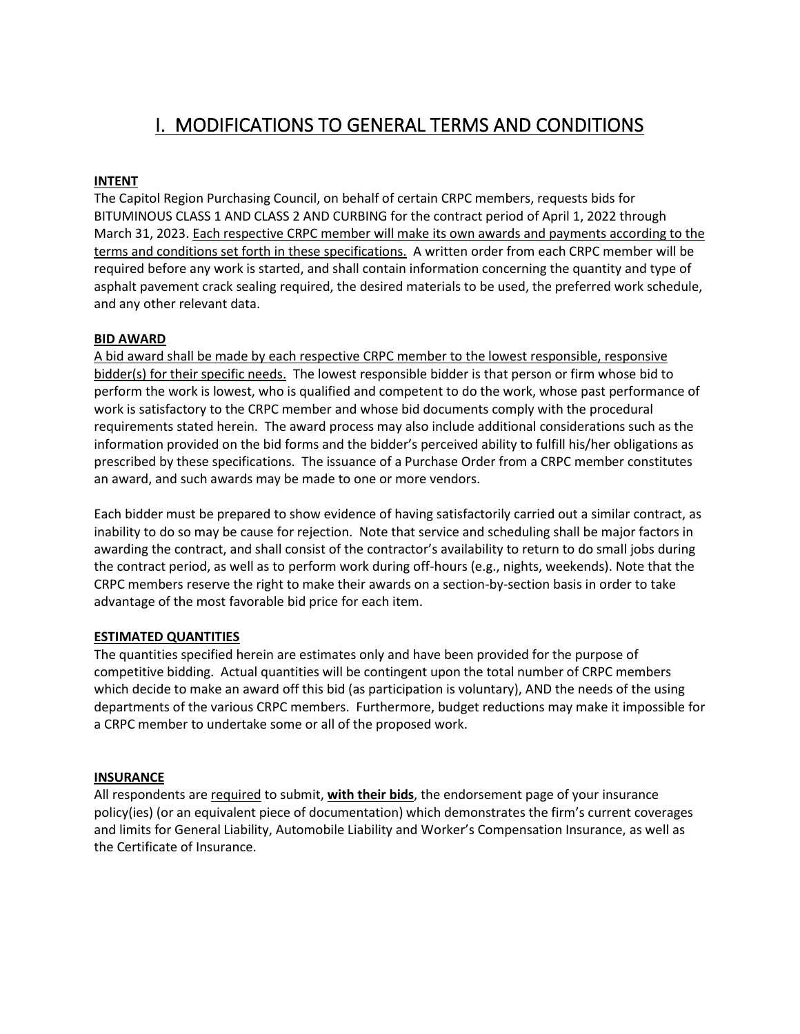# I. MODIFICATIONS TO GENERAL TERMS AND CONDITIONS

**INTENT**

The Capitol Region Purchasing Council, on behalf of certain CRPC members, requests bids for BITUMINOUS CLASS 1 AND CLASS 2 AND CURBING for the contract period of April 1, 2022 through March 31, 2023. Each respective CRPC member will make its own awards and payments according to the terms and conditions set forth in these specifications. A written order from each CRPC member will be required before any work is started, and shall contain information concerning the quantity and type of asphalt pavement crack sealing required, the desired materials to be used, the preferred work schedule, and any other relevant data.

**BID AWARD**

A bid award shall be made by each respective CRPC member to the lowest responsible, responsive bidder(s) for their specific needs. The lowest responsible bidder is that person or firm whose bid to perform the work is lowest, who is qualified and competent to do the work, whose past performance of work is satisfactory to the CRPC member and whose bid documents comply with the procedural requirements stated herein. The award process may also include additional considerations such as the information provided on the bid forms and the bidder's perceived ability to fulfill his/her obligations as prescribed by these specifications. The issuance of a Purchase Order from a CRPC member constitutes an award, and such awards may be made to one or more vendors.

Each bidder must be prepared to show evidence of having satisfactorily carried out a similar contract, as inability to do so may be cause for rejection. Note that service and scheduling shall be major factors in awarding the contract, and shall consist of the contractor's availability to return to do small jobs during the contract period, as well as to perform work during off-hours (e.g., nights, weekends). Note that the CRPC members reserve the right to make their awards on a section-by-section basis in order to take advantage of the most favorable bid price for each item.

**ESTIMATED QUANTITIES**

The quantities specified herein are estimates only and have been provided for the purpose of competitive bidding. Actual quantities will be contingent upon the total number of CRPC members which decide to make an award off this bid (as participation is voluntary), AND the needs of the using departments of the various CRPC members. Furthermore, budget reductions may make it impossible for a CRPC member to undertake some or all of the proposed work.

**INSURANCE**

All respondents are required to submit, **with their bids**, the endorsement page of your insurance policy(ies) (or an equivalent piece of documentation) which demonstrates the firm's current coverages and limits for General Liability, Automobile Liability and Worker's Compensation Insurance, as well as the Certificate of Insurance.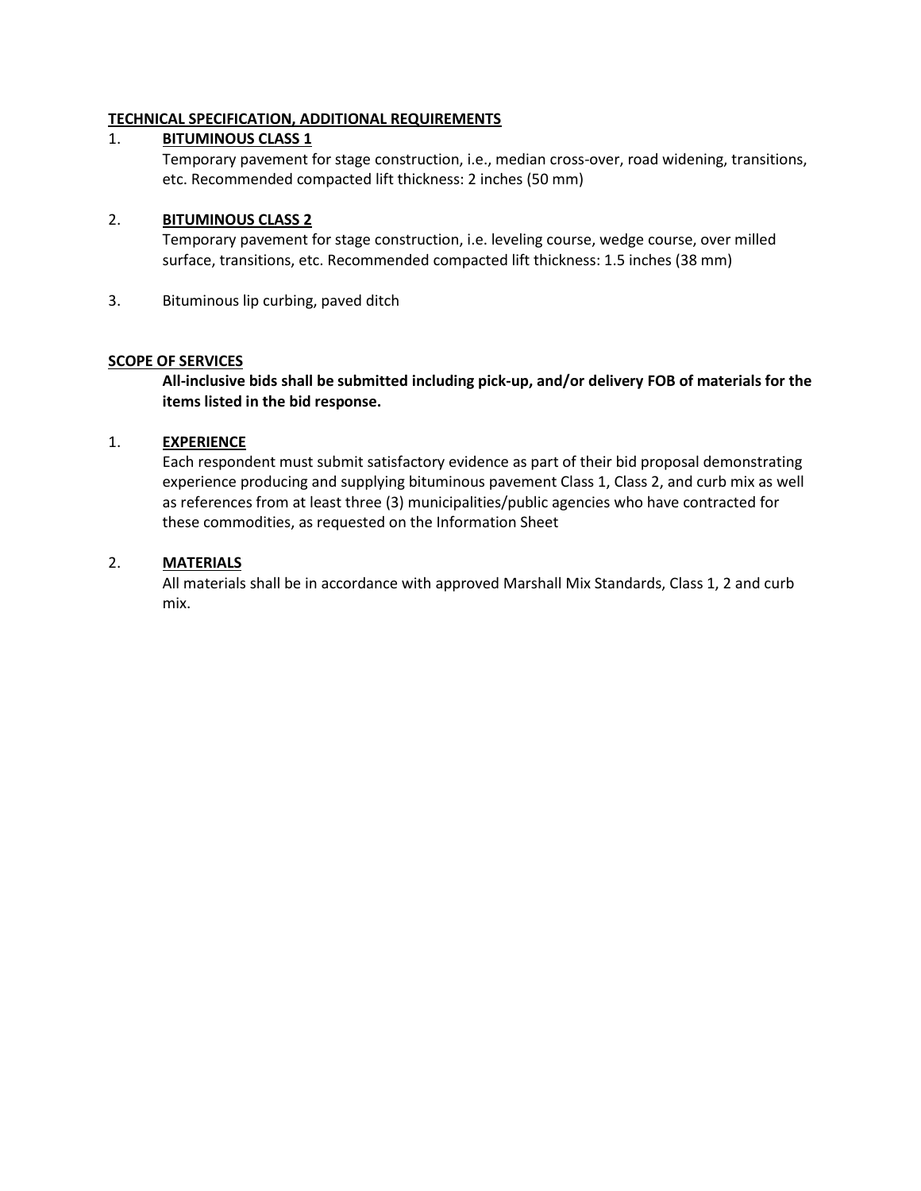**TECHNICAL SPECIFICATION, ADDITIONAL REQUIREMENTS**

1. **BITUMINOUS CLASS 1**
   Temporary pavement for stage construction, i.e., median cross-over, road widening, transitions, etc. Recommended compacted lift thickness: 2 inches (50 mm)

2. **BITUMINOUS CLASS 2**
   Temporary pavement for stage construction, i.e. leveling course, wedge course, over milled surface, transitions, etc. Recommended compacted lift thickness: 1.5 inches (38 mm)

3. Bituminous lip curbing, paved ditch

**SCOPE OF SERVICES**

**All-inclusive bids shall be submitted including pick-up, and/or delivery FOB of materials for the items listed in the bid response.**

1. **EXPERIENCE**
   Each respondent must submit satisfactory evidence as part of their bid proposal demonstrating experience producing and supplying bituminous pavement Class 1, Class 2, and curb mix as well as references from at least three (3) municipalities/public agencies who have contracted for these commodities, as requested on the Information Sheet

2. **MATERIALS**
   All materials shall be in accordance with approved Marshall Mix Standards, Class 1, 2 and curb mix.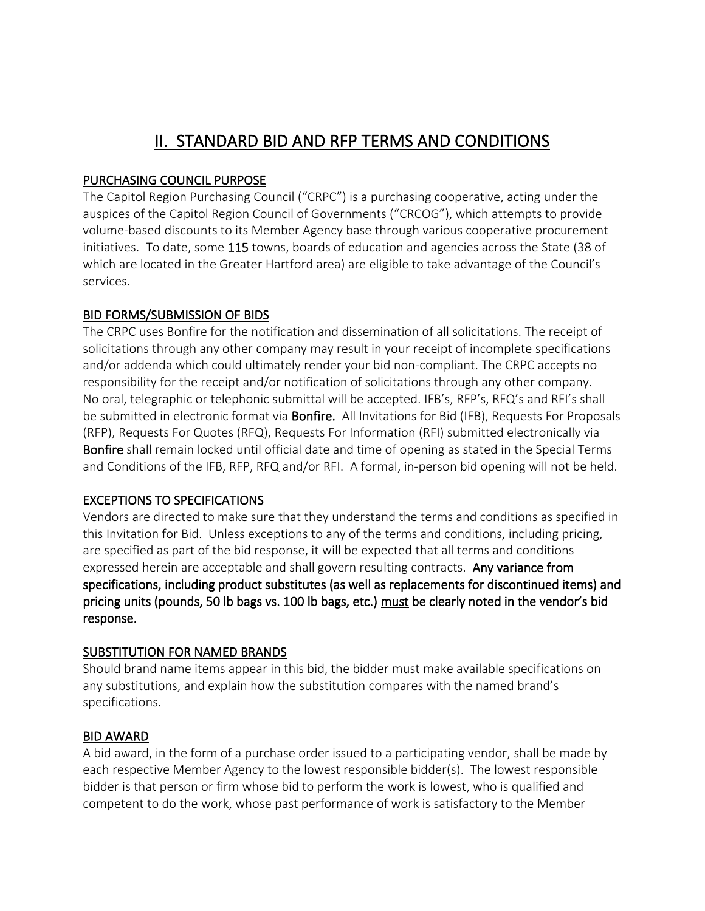# II. STANDARD BID AND RFP TERMS AND CONDITIONS

## PURCHASING COUNCIL PURPOSE

The Capitol Region Purchasing Council ("CRPC") is a purchasing cooperative, acting under the auspices of the Capitol Region Council of Governments ("CRCOG"), which attempts to provide volume-based discounts to its Member Agency base through various cooperative procurement initiatives. To date, some **115** towns, boards of education and agencies across the State (38 of which are located in the Greater Hartford area) are eligible to take advantage of the Council's services.

## BID FORMS/SUBMISSION OF BIDS

The CRPC uses Bonfire for the notification and dissemination of all solicitations. The receipt of solicitations through any other company may result in your receipt of incomplete specifications and/or addenda which could ultimately render your bid non-compliant. The CRPC accepts no responsibility for the receipt and/or notification of solicitations through any other company. No oral, telegraphic or telephonic submittal will be accepted. IFB's, RFP's, RFQ's and RFI's shall be submitted in electronic format via **Bonfire.** All Invitations for Bid (IFB), Requests For Proposals (RFP), Requests For Quotes (RFQ), Requests For Information (RFI) submitted electronically via **Bonfire** shall remain locked until official date and time of opening as stated in the Special Terms and Conditions of the IFB, RFP, RFQ and/or RFI. A formal, in-person bid opening will not be held.

## EXCEPTIONS TO SPECIFICATIONS

Vendors are directed to make sure that they understand the terms and conditions as specified in this Invitation for Bid. Unless exceptions to any of the terms and conditions, including pricing, are specified as part of the bid response, it will be expected that all terms and conditions expressed herein are acceptable and shall govern resulting contracts. **Any variance from specifications, including product substitutes (as well as replacements for discontinued items) and pricing units (pounds, 50 lb bags vs. 100 lb bags, etc.) <u>must</u> be clearly noted in the vendor's bid response.**

## SUBSTITUTION FOR NAMED BRANDS

Should brand name items appear in this bid, the bidder must make available specifications on any substitutions, and explain how the substitution compares with the named brand's specifications.

## BID AWARD

A bid award, in the form of a purchase order issued to a participating vendor, shall be made by each respective Member Agency to the lowest responsible bidder(s). The lowest responsible bidder is that person or firm whose bid to perform the work is lowest, who is qualified and competent to do the work, whose past performance of work is satisfactory to the Member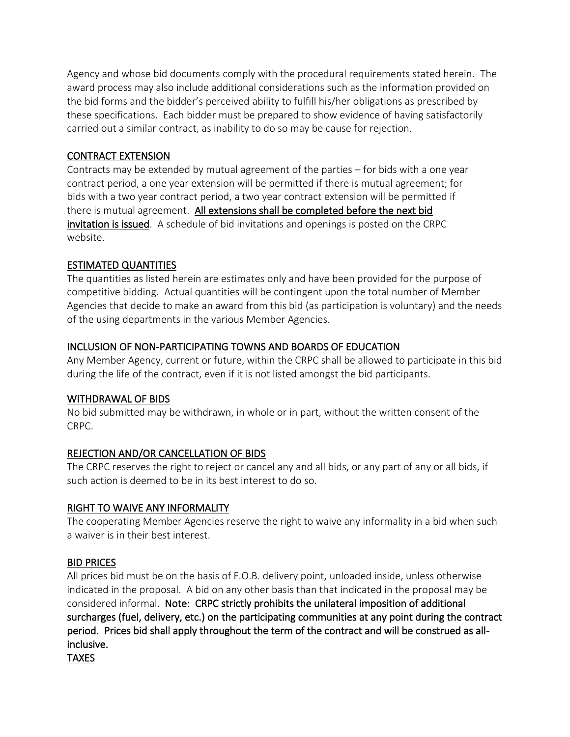Agency and whose bid documents comply with the procedural requirements stated herein. The award process may also include additional considerations such as the information provided on the bid forms and the bidder's perceived ability to fulfill his/her obligations as prescribed by these specifications. Each bidder must be prepared to show evidence of having satisfactorily carried out a similar contract, as inability to do so may be cause for rejection.

## CONTRACT EXTENSION

Contracts may be extended by mutual agreement of the parties – for bids with a one year contract period, a one year extension will be permitted if there is mutual agreement; for bids with a two year contract period, a two year contract extension will be permitted if there is mutual agreement. **All extensions shall be completed before the next bid invitation is issued**. A schedule of bid invitations and openings is posted on the CRPC website.

## ESTIMATED QUANTITIES

The quantities as listed herein are estimates only and have been provided for the purpose of competitive bidding. Actual quantities will be contingent upon the total number of Member Agencies that decide to make an award from this bid (as participation is voluntary) and the needs of the using departments in the various Member Agencies.

## INCLUSION OF NON-PARTICIPATING TOWNS AND BOARDS OF EDUCATION

Any Member Agency, current or future, within the CRPC shall be allowed to participate in this bid during the life of the contract, even if it is not listed amongst the bid participants.

## WITHDRAWAL OF BIDS

No bid submitted may be withdrawn, in whole or in part, without the written consent of the CRPC.

## REJECTION AND/OR CANCELLATION OF BIDS

The CRPC reserves the right to reject or cancel any and all bids, or any part of any or all bids, if such action is deemed to be in its best interest to do so.

## RIGHT TO WAIVE ANY INFORMALITY

The cooperating Member Agencies reserve the right to waive any informality in a bid when such a waiver is in their best interest.

## BID PRICES

All prices bid must be on the basis of F.O.B. delivery point, unloaded inside, unless otherwise indicated in the proposal. A bid on any other basis than that indicated in the proposal may be considered informal. **Note: CRPC strictly prohibits the unilateral imposition of additional surcharges (fuel, delivery, etc.) on the participating communities at any point during the contract period. Prices bid shall apply throughout the term of the contract and will be construed as all-inclusive.**

## TAXES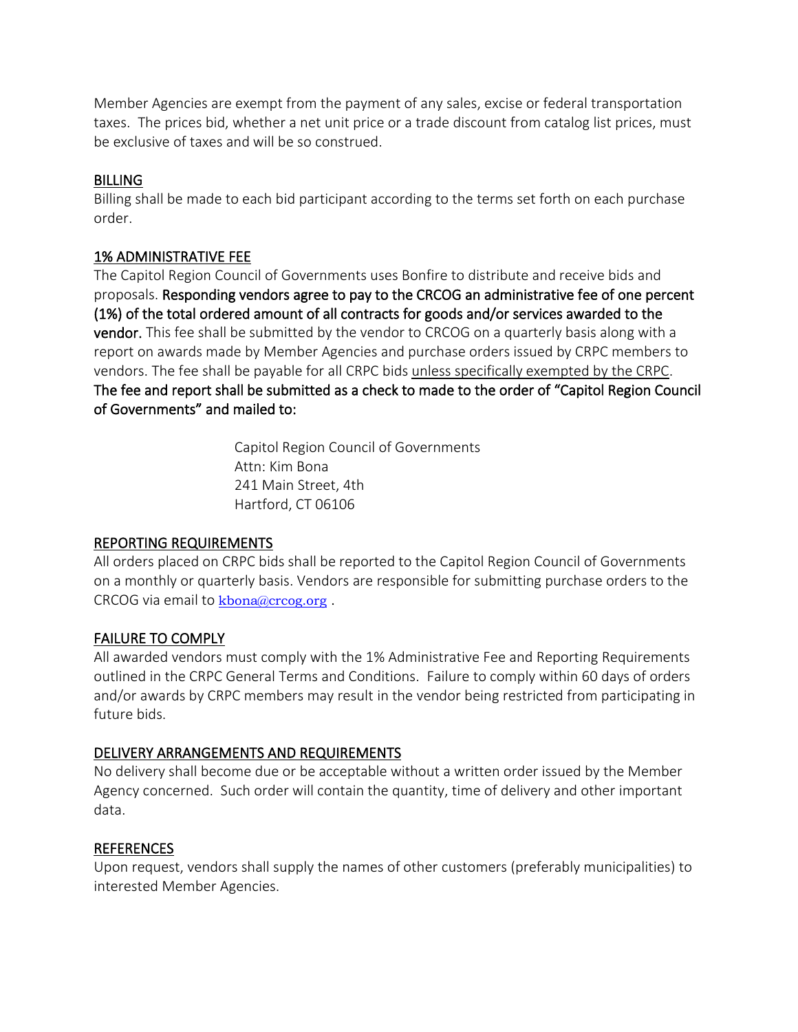Member Agencies are exempt from the payment of any sales, excise or federal transportation taxes. The prices bid, whether a net unit price or a trade discount from catalog list prices, must be exclusive of taxes and will be so construed.

## BILLING

Billing shall be made to each bid participant according to the terms set forth on each purchase order.

## 1% ADMINISTRATIVE FEE

The Capitol Region Council of Governments uses Bonfire to distribute and receive bids and proposals. **Responding vendors agree to pay to the CRCOG an administrative fee of one percent (1%) of the total ordered amount of all contracts for goods and/or services awarded to the vendor.** This fee shall be submitted by the vendor to CRCOG on a quarterly basis along with a report on awards made by Member Agencies and purchase orders issued by CRPC members to vendors. The fee shall be payable for all CRPC bids unless specifically exempted by the CRPC. **The fee and report shall be submitted as a check to made to the order of "Capitol Region Council of Governments" and mailed to:**

> Capitol Region Council of Governments
> Attn: Kim Bona
> 241 Main Street, 4th
> Hartford, CT 06106

## REPORTING REQUIREMENTS

All orders placed on CRPC bids shall be reported to the Capitol Region Council of Governments on a monthly or quarterly basis. Vendors are responsible for submitting purchase orders to the CRCOG via email to kbona@crcog.org .

## FAILURE TO COMPLY

All awarded vendors must comply with the 1% Administrative Fee and Reporting Requirements outlined in the CRPC General Terms and Conditions. Failure to comply within 60 days of orders and/or awards by CRPC members may result in the vendor being restricted from participating in future bids.

## DELIVERY ARRANGEMENTS AND REQUIREMENTS

No delivery shall become due or be acceptable without a written order issued by the Member Agency concerned. Such order will contain the quantity, time of delivery and other important data.

## REFERENCES

Upon request, vendors shall supply the names of other customers (preferably municipalities) to interested Member Agencies.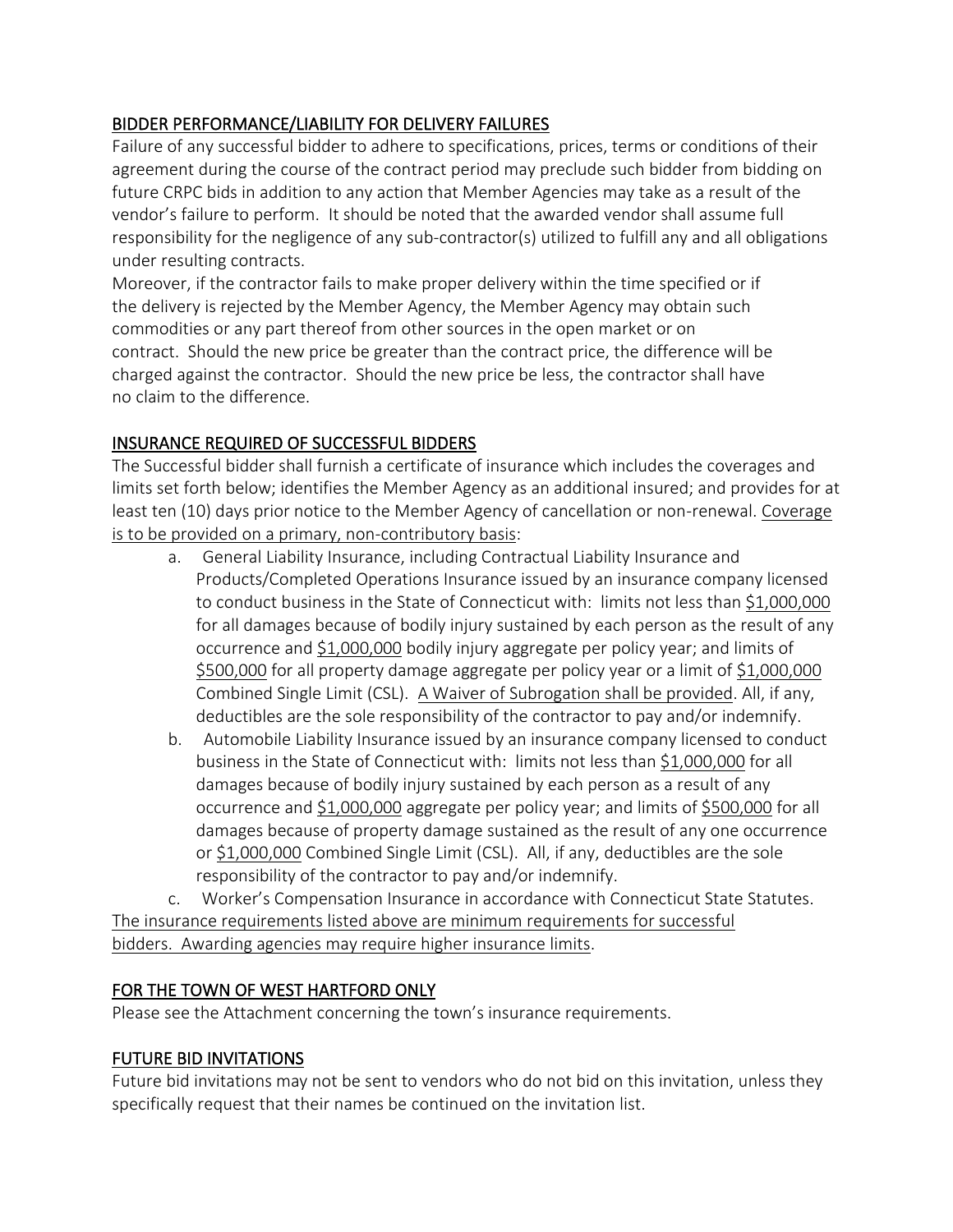## BIDDER PERFORMANCE/LIABILITY FOR DELIVERY FAILURES

Failure of any successful bidder to adhere to specifications, prices, terms or conditions of their agreement during the course of the contract period may preclude such bidder from bidding on future CRPC bids in addition to any action that Member Agencies may take as a result of the vendor's failure to perform. It should be noted that the awarded vendor shall assume full responsibility for the negligence of any sub-contractor(s) utilized to fulfill any and all obligations under resulting contracts.

Moreover, if the contractor fails to make proper delivery within the time specified or if the delivery is rejected by the Member Agency, the Member Agency may obtain such commodities or any part thereof from other sources in the open market or on contract. Should the new price be greater than the contract price, the difference will be charged against the contractor. Should the new price be less, the contractor shall have no claim to the difference.

## INSURANCE REQUIRED OF SUCCESSFUL BIDDERS

The Successful bidder shall furnish a certificate of insurance which includes the coverages and limits set forth below; identifies the Member Agency as an additional insured; and provides for at least ten (10) days prior notice to the Member Agency of cancellation or non-renewal. <u>Coverage is to be provided on a primary, non-contributory basis</u>:

a. General Liability Insurance, including Contractual Liability Insurance and Products/Completed Operations Insurance issued by an insurance company licensed to conduct business in the State of Connecticut with: limits not less than <u>$1,000,000</u> for all damages because of bodily injury sustained by each person as the result of any occurrence and <u>$1,000,000</u> bodily injury aggregate per policy year; and limits of <u>$500,000</u> for all property damage aggregate per policy year or a limit of <u>$1,000,000</u> Combined Single Limit (CSL). <u>A Waiver of Subrogation shall be provided</u>. All, if any, deductibles are the sole responsibility of the contractor to pay and/or indemnify.

b. Automobile Liability Insurance issued by an insurance company licensed to conduct business in the State of Connecticut with: limits not less than <u>$1,000,000</u> for all damages because of bodily injury sustained by each person as a result of any occurrence and <u>$1,000,000</u> aggregate per policy year; and limits of <u>$500,000</u> for all damages because of property damage sustained as the result of any one occurrence or <u>$1,000,000</u> Combined Single Limit (CSL). All, if any, deductibles are the sole responsibility of the contractor to pay and/or indemnify.

c. Worker's Compensation Insurance in accordance with Connecticut State Statutes.

<u>The insurance requirements listed above are minimum requirements for successful bidders. Awarding agencies may require higher insurance limits</u>.

## FOR THE TOWN OF WEST HARTFORD ONLY

Please see the Attachment concerning the town's insurance requirements.

## FUTURE BID INVITATIONS

Future bid invitations may not be sent to vendors who do not bid on this invitation, unless they specifically request that their names be continued on the invitation list.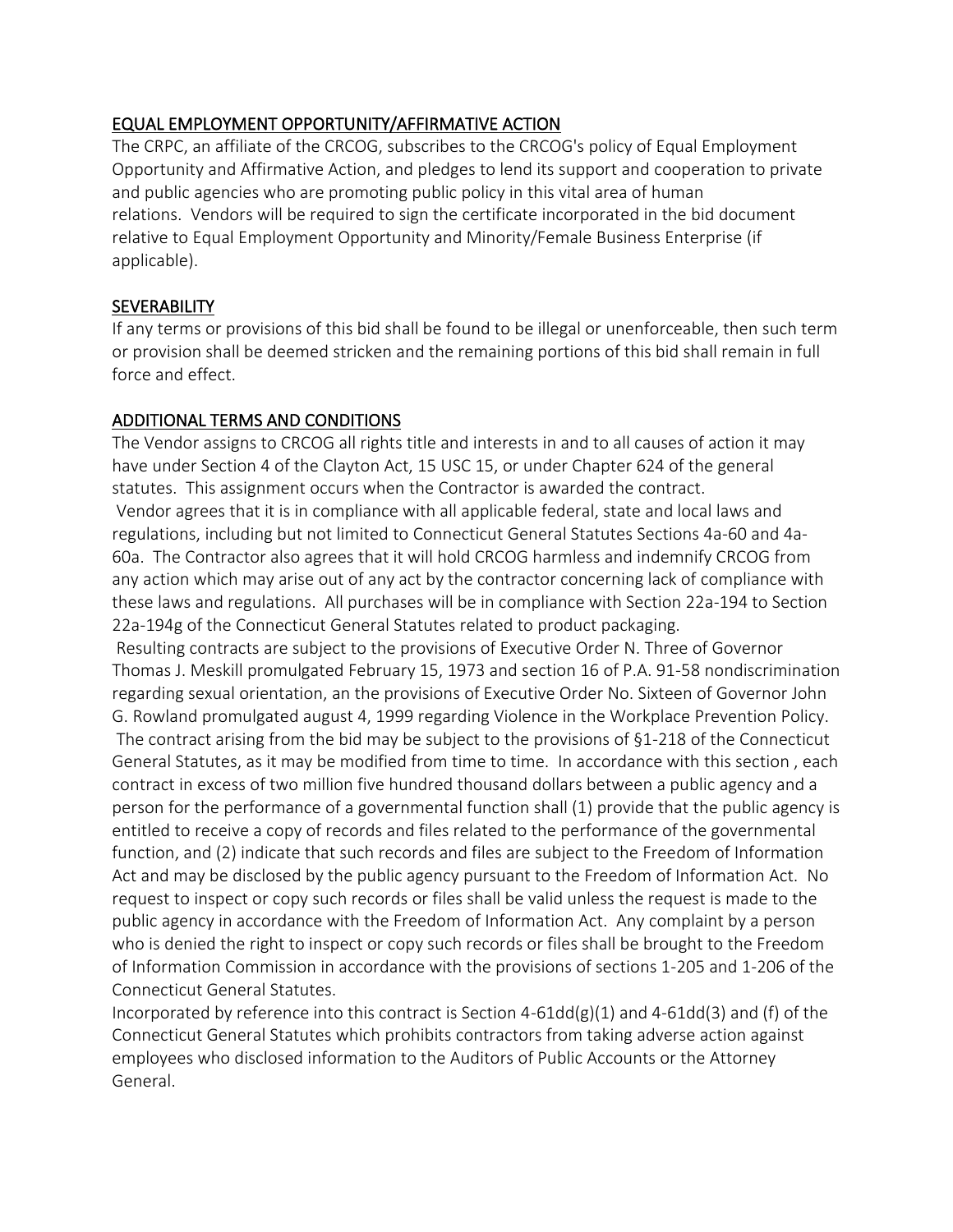## EQUAL EMPLOYMENT OPPORTUNITY/AFFIRMATIVE ACTION

The CRPC, an affiliate of the CRCOG, subscribes to the CRCOG's policy of Equal Employment Opportunity and Affirmative Action, and pledges to lend its support and cooperation to private and public agencies who are promoting public policy in this vital area of human relations. Vendors will be required to sign the certificate incorporated in the bid document relative to Equal Employment Opportunity and Minority/Female Business Enterprise (if applicable).

## SEVERABILITY

If any terms or provisions of this bid shall be found to be illegal or unenforceable, then such term or provision shall be deemed stricken and the remaining portions of this bid shall remain in full force and effect.

## ADDITIONAL TERMS AND CONDITIONS

The Vendor assigns to CRCOG all rights title and interests in and to all causes of action it may have under Section 4 of the Clayton Act, 15 USC 15, or under Chapter 624 of the general statutes. This assignment occurs when the Contractor is awarded the contract.

Vendor agrees that it is in compliance with all applicable federal, state and local laws and regulations, including but not limited to Connecticut General Statutes Sections 4a-60 and 4a-60a. The Contractor also agrees that it will hold CRCOG harmless and indemnify CRCOG from any action which may arise out of any act by the contractor concerning lack of compliance with these laws and regulations. All purchases will be in compliance with Section 22a-194 to Section 22a-194g of the Connecticut General Statutes related to product packaging.

Resulting contracts are subject to the provisions of Executive Order N. Three of Governor Thomas J. Meskill promulgated February 15, 1973 and section 16 of P.A. 91-58 nondiscrimination regarding sexual orientation, an the provisions of Executive Order No. Sixteen of Governor John G. Rowland promulgated august 4, 1999 regarding Violence in the Workplace Prevention Policy.

The contract arising from the bid may be subject to the provisions of §1-218 of the Connecticut General Statutes, as it may be modified from time to time. In accordance with this section , each contract in excess of two million five hundred thousand dollars between a public agency and a person for the performance of a governmental function shall (1) provide that the public agency is entitled to receive a copy of records and files related to the performance of the governmental function, and (2) indicate that such records and files are subject to the Freedom of Information Act and may be disclosed by the public agency pursuant to the Freedom of Information Act. No request to inspect or copy such records or files shall be valid unless the request is made to the public agency in accordance with the Freedom of Information Act. Any complaint by a person who is denied the right to inspect or copy such records or files shall be brought to the Freedom of Information Commission in accordance with the provisions of sections 1-205 and 1-206 of the Connecticut General Statutes.

Incorporated by reference into this contract is Section 4-61dd(g)(1) and 4-61dd(3) and (f) of the Connecticut General Statutes which prohibits contractors from taking adverse action against employees who disclosed information to the Auditors of Public Accounts or the Attorney General.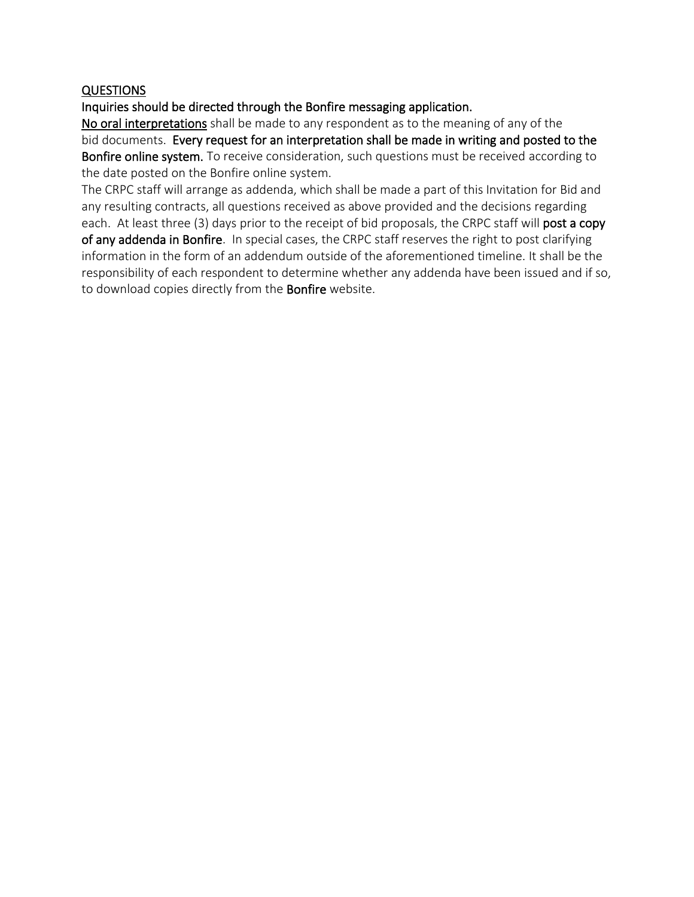## QUESTIONS

**Inquiries should be directed through the Bonfire messaging application.**

**No oral interpretations** shall be made to any respondent as to the meaning of any of the bid documents. **Every request for an interpretation shall be made in writing and posted to the Bonfire online system.** To receive consideration, such questions must be received according to the date posted on the Bonfire online system.

The CRPC staff will arrange as addenda, which shall be made a part of this Invitation for Bid and any resulting contracts, all questions received as above provided and the decisions regarding each. At least three (3) days prior to the receipt of bid proposals, the CRPC staff will **post a copy of any addenda in Bonfire**. In special cases, the CRPC staff reserves the right to post clarifying information in the form of an addendum outside of the aforementioned timeline. It shall be the responsibility of each respondent to determine whether any addenda have been issued and if so, to download copies directly from the **Bonfire** website.